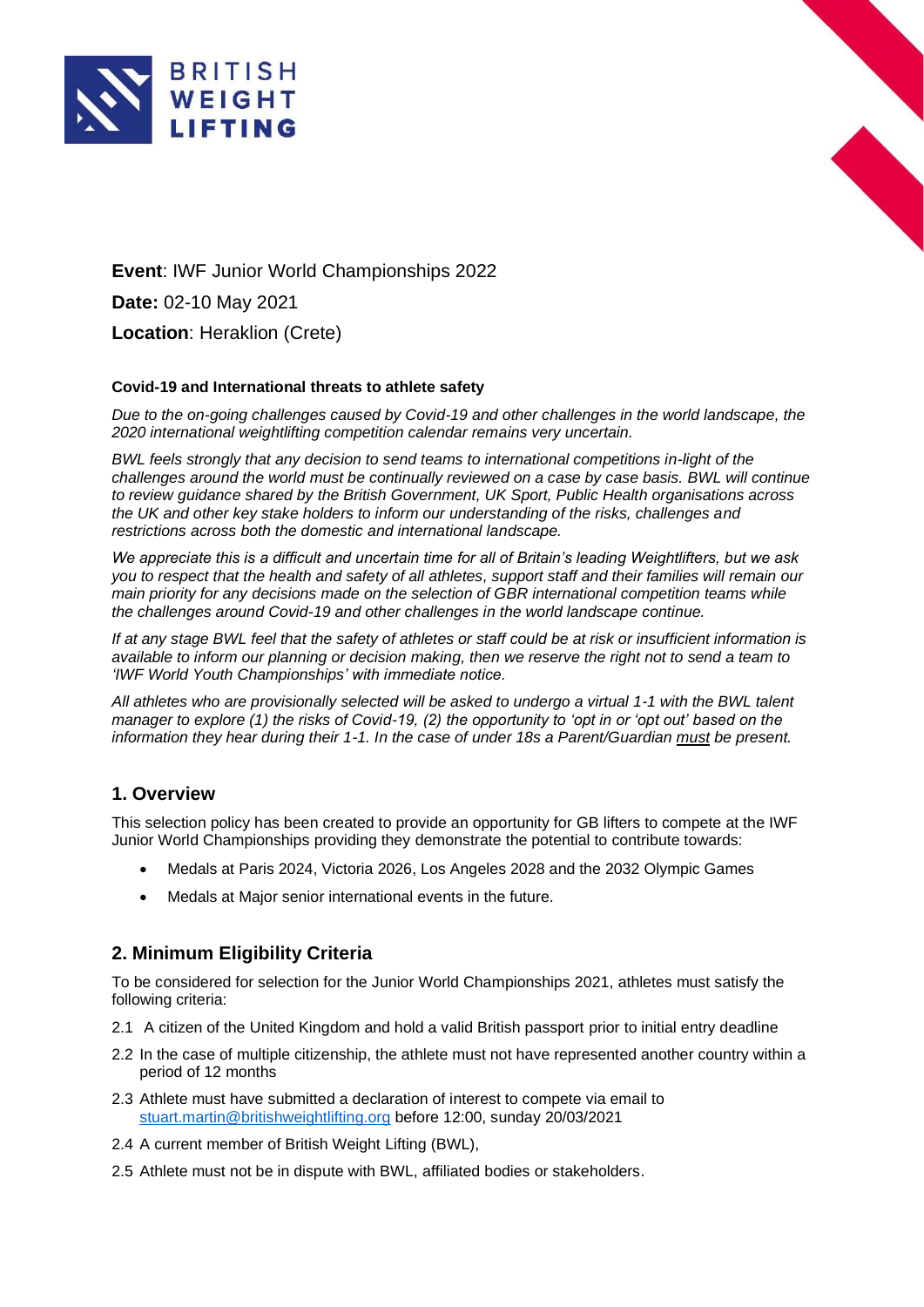**Event**: IWF Junior World Championships 2022

**Date:** 02-10 May 2021

**Location**: Heraklion (Crete)

**Covid-19 and International threats to athlete safety**

*Due to the on-going challenges caused by Covid-19 and other challenges in the world landscape, the 2020 international weightlifting competition calendar remains very uncertain.*

*BWL feels strongly that any decision to send teams to international competitions in-light of the challenges around the world must be continually reviewed on a case by case basis. BWL will continue to review guidance shared by the British Government, UK Sport, Public Health organisations across the UK and other key stake holders to inform our understanding of the risks, challenges and restrictions across both the domestic and international landscape.*

*We appreciate this is a difficult and uncertain time for all of Britain's leading Weightlifters, but we ask you to respect that the health and safety of all athletes, support staff and their families will remain our main priority for any decisions made on the selection of GBR international competition teams while the challenges around Covid-19 and other challenges in the world landscape continue.*

*If at any stage BWL feel that the safety of athletes or staff could be at risk or insufficient information is available to inform our planning or decision making, then we reserve the right not to send a team to 'IWF World Youth Championships' with immediate notice.*

*All athletes who are provisionally selected will be asked to undergo a virtual 1-1 with the BWL talent manager to explore (1) the risks of Covid-19, (2) the opportunity to 'opt in or 'opt out' based on the information they hear during their 1-1. In the case of under 18s a Parent/Guardian must be present.*

## 1. Overview

This selection policy has been created to provide an opportunity for GB lifters to compete at the IWF Junior World Championships providing they demonstrate the potential to contribute towards:

- Medals at Paris 2024, Victoria 2026, Los Angeles 2028 and the 2032 Olympic Games
- Medals at Major senior international events in the future.

## 2. Minimum Eligibility Criteria

To be considered for selection for the Junior World Championships 2021, athletes must satisfy the following criteria:

2.1 A citizen of the United Kingdom and hold a valid British passport prior to initial entry deadline

2.2 In the case of multiple citizenship, the athlete must not have represented another country within a period of 12 months

2.3 Athlete must have submitted a declaration of interest to compete via email to stuart.martin@britishweightlifting.org before 12:00, sunday 20/03/2021

2.4 A current member of British Weight Lifting (BWL),

2.5 Athlete must not be in dispute with BWL, affiliated bodies or stakeholders.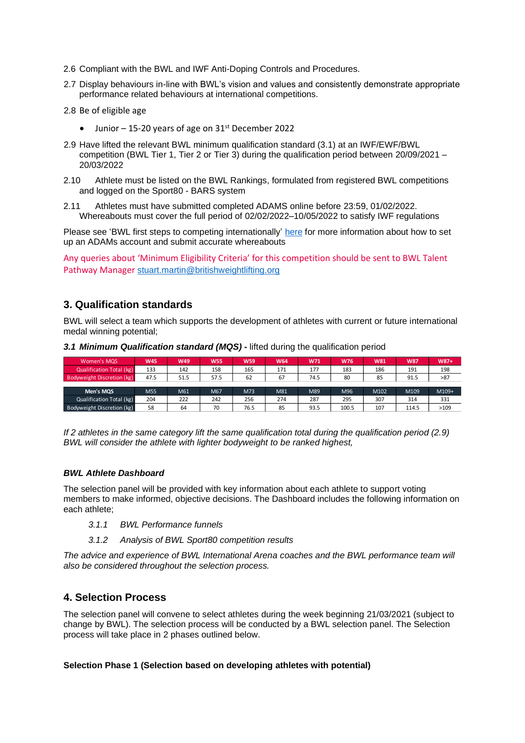2.6 Compliant with the BWL and IWF Anti-Doping Controls and Procedures.

2.7 Display behaviours in-line with BWL's vision and values and consistently demonstrate appropriate performance related behaviours at international competitions.

2.8 Be of eligible age

- Junior – 15-20 years of age on 31st December 2022

2.9 Have lifted the relevant BWL minimum qualification standard (3.1) at an IWF/EWF/BWL competition (BWL Tier 1, Tier 2 or Tier 3) during the qualification period between 20/09/2021 – 20/03/2022

2.10 Athlete must be listed on the BWL Rankings, formulated from registered BWL competitions and logged on the Sport80 - BARS system

2.11 Athletes must have submitted completed ADAMS online before 23:59, 01/02/2022. Whereabouts must cover the full period of 02/02/2022–10/05/2022 to satisfy IWF regulations

Please see 'BWL first steps to competing internationally' here for more information about how to set up an ADAMs account and submit accurate whereabouts

Any queries about 'Minimum Eligibility Criteria' for this competition should be sent to BWL Talent Pathway Manager stuart.martin@britishweightlifting.org

## 3. Qualification standards

BWL will select a team which supports the development of athletes with current or future international medal winning potential;

***3.1 Minimum Qualification standard (MQS) -*** lifted during the qualification period

| Women's MQS | W45 | W49 | W55 | W59 | W64 | W71 | W76 | W81 | W87 | W87+ |
|---|---|---|---|---|---|---|---|---|---|---|
| Qualification Total (kg) | 133 | 142 | 158 | 165 | 171 | 177 | 183 | 186 | 191 | 198 |
| Bodyweight Discretion (kg) | 47.5 | 51.5 | 57.5 | 62 | 67 | 74.5 | 80 | 85 | 91.5 | >87 |

| Men's MQS | M55 | M61 | M67 | M73 | M81 | M89 | M96 | M102 | M109 | M109+ |
|---|---|---|---|---|---|---|---|---|---|---|
| Qualification Total (kg) | 204 | 222 | 242 | 256 | 274 | 287 | 295 | 307 | 314 | 331 |
| Bodyweight Discretion (kg) | 58 | 64 | 70 | 76.5 | 85 | 93.5 | 100.5 | 107 | 114.5 | >109 |

*If 2 athletes in the same category lift the same qualification total during the qualification period (2.9) BWL will consider the athlete with lighter bodyweight to be ranked highest,*

***BWL Athlete Dashboard***

The selection panel will be provided with key information about each athlete to support voting members to make informed, objective decisions. The Dashboard includes the following information on each athlete;

*3.1.1 BWL Performance funnels*

*3.1.2 Analysis of BWL Sport80 competition results*

*The advice and experience of BWL International Arena coaches and the BWL performance team will also be considered throughout the selection process.*

## 4. Selection Process

The selection panel will convene to select athletes during the week beginning 21/03/2021 (subject to change by BWL). The selection process will be conducted by a BWL selection panel. The Selection process will take place in 2 phases outlined below.

**Selection Phase 1 (Selection based on developing athletes with potential)**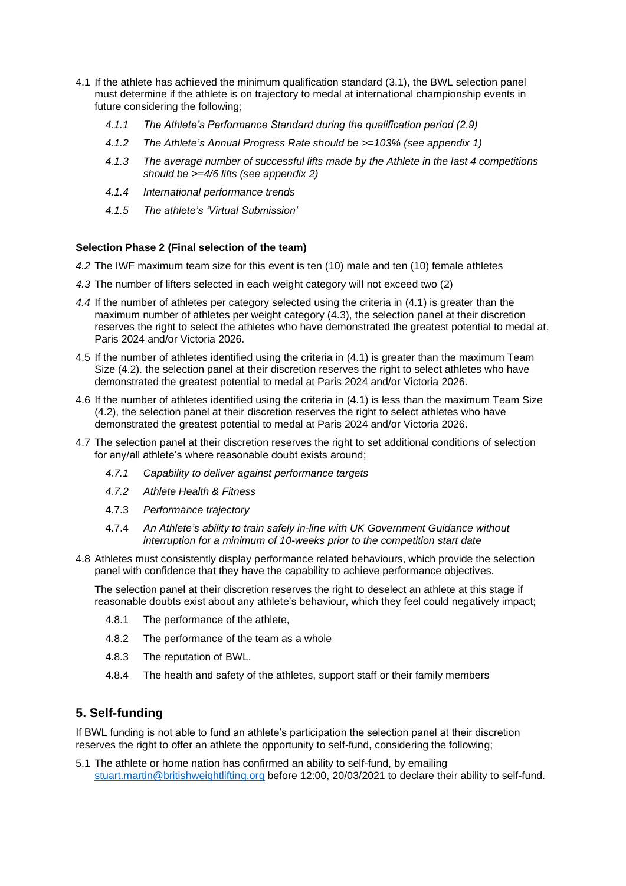4.1 If the athlete has achieved the minimum qualification standard (3.1), the BWL selection panel must determine if the athlete is on trajectory to medal at international championship events in future considering the following;

*4.1.1 The Athlete's Performance Standard during the qualification period (2.9)*

*4.1.2 The Athlete's Annual Progress Rate should be >=103% (see appendix 1)*

*4.1.3 The average number of successful lifts made by the Athlete in the last 4 competitions should be >=4/6 lifts (see appendix 2)*

*4.1.4 International performance trends*

*4.1.5 The athlete's 'Virtual Submission'*

**Selection Phase 2 (Final selection of the team)**

*4.2* The IWF maximum team size for this event is ten (10) male and ten (10) female athletes

*4.3* The number of lifters selected in each weight category will not exceed two (2)

*4.4* If the number of athletes per category selected using the criteria in (4.1) is greater than the maximum number of athletes per weight category (4.3), the selection panel at their discretion reserves the right to select the athletes who have demonstrated the greatest potential to medal at, Paris 2024 and/or Victoria 2026.

4.5 If the number of athletes identified using the criteria in (4.1) is greater than the maximum Team Size (4.2). the selection panel at their discretion reserves the right to select athletes who have demonstrated the greatest potential to medal at Paris 2024 and/or Victoria 2026.

4.6 If the number of athletes identified using the criteria in (4.1) is less than the maximum Team Size (4.2), the selection panel at their discretion reserves the right to select athletes who have demonstrated the greatest potential to medal at Paris 2024 and/or Victoria 2026.

4.7 The selection panel at their discretion reserves the right to set additional conditions of selection for any/all athlete's where reasonable doubt exists around;

*4.7.1 Capability to deliver against performance targets*

*4.7.2 Athlete Health & Fitness*

4.7.3 *Performance trajectory*

4.7.4 *An Athlete's ability to train safely in-line with UK Government Guidance without interruption for a minimum of 10-weeks prior to the competition start date*

4.8 Athletes must consistently display performance related behaviours, which provide the selection panel with confidence that they have the capability to achieve performance objectives.

The selection panel at their discretion reserves the right to deselect an athlete at this stage if reasonable doubts exist about any athlete's behaviour, which they feel could negatively impact;

4.8.1 The performance of the athlete,

4.8.2 The performance of the team as a whole

4.8.3 The reputation of BWL.

4.8.4 The health and safety of the athletes, support staff or their family members

## 5. Self-funding

If BWL funding is not able to fund an athlete's participation the selection panel at their discretion reserves the right to offer an athlete the opportunity to self-fund, considering the following;

5.1 The athlete or home nation has confirmed an ability to self-fund, by emailing stuart.martin@britishweightlifting.org before 12:00, 20/03/2021 to declare their ability to self-fund.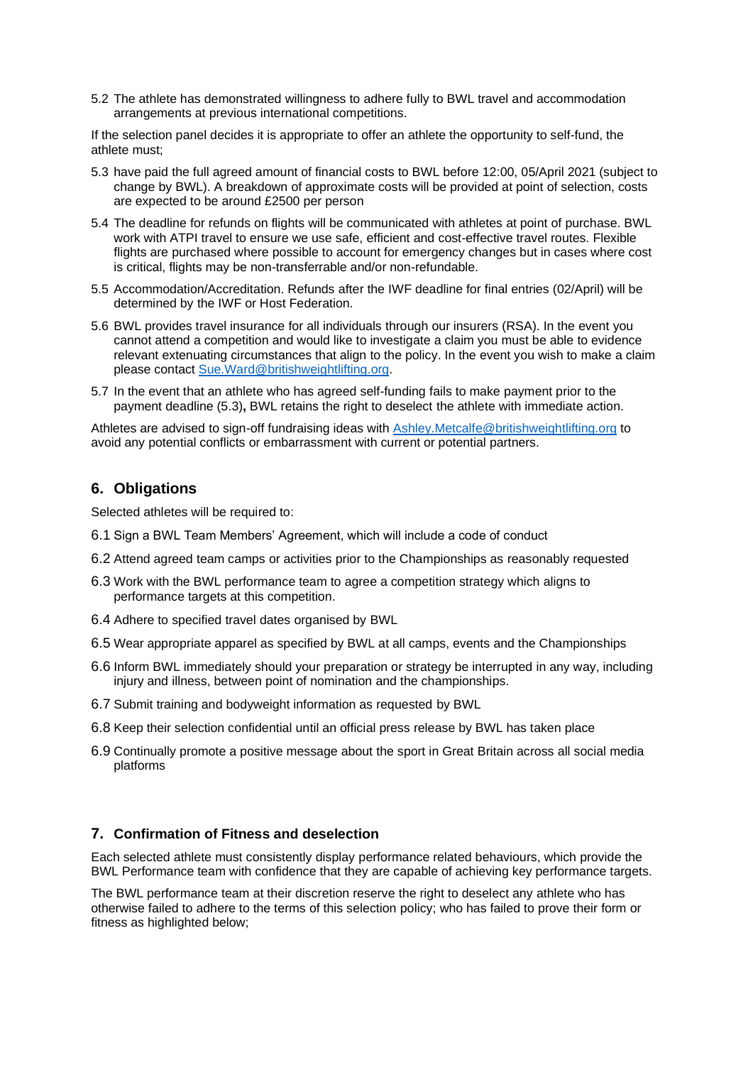5.2 The athlete has demonstrated willingness to adhere fully to BWL travel and accommodation arrangements at previous international competitions.

If the selection panel decides it is appropriate to offer an athlete the opportunity to self-fund, the athlete must;

5.3 have paid the full agreed amount of financial costs to BWL before 12:00, 05/April 2021 (subject to change by BWL). A breakdown of approximate costs will be provided at point of selection, costs are expected to be around £2500 per person

5.4 The deadline for refunds on flights will be communicated with athletes at point of purchase. BWL work with ATPI travel to ensure we use safe, efficient and cost-effective travel routes. Flexible flights are purchased where possible to account for emergency changes but in cases where cost is critical, flights may be non-transferrable and/or non-refundable.

5.5 Accommodation/Accreditation. Refunds after the IWF deadline for final entries (02/April) will be determined by the IWF or Host Federation.

5.6 BWL provides travel insurance for all individuals through our insurers (RSA). In the event you cannot attend a competition and would like to investigate a claim you must be able to evidence relevant extenuating circumstances that align to the policy. In the event you wish to make a claim please contact [Sue.Ward@britishweightlifting.org](mailto:Sue.Ward@britishweightlifting.org).

5.7 In the event that an athlete who has agreed self-funding fails to make payment prior to the payment deadline (5.3)**,** BWL retains the right to deselect the athlete with immediate action.

Athletes are advised to sign-off fundraising ideas with [Ashley.Metcalfe@britishweightlifting.org](mailto:Ashley.Metcalfe@britishweightlifting.org) to avoid any potential conflicts or embarrassment with current or potential partners.

## 6. Obligations

Selected athletes will be required to:

6.1 Sign a BWL Team Members' Agreement, which will include a code of conduct

6.2 Attend agreed team camps or activities prior to the Championships as reasonably requested

6.3 Work with the BWL performance team to agree a competition strategy which aligns to performance targets at this competition.

6.4 Adhere to specified travel dates organised by BWL

6.5 Wear appropriate apparel as specified by BWL at all camps, events and the Championships

6.6 Inform BWL immediately should your preparation or strategy be interrupted in any way, including injury and illness, between point of nomination and the championships.

6.7 Submit training and bodyweight information as requested by BWL

6.8 Keep their selection confidential until an official press release by BWL has taken place

6.9 Continually promote a positive message about the sport in Great Britain across all social media platforms

## 7. Confirmation of Fitness and deselection

Each selected athlete must consistently display performance related behaviours, which provide the BWL Performance team with confidence that they are capable of achieving key performance targets.

The BWL performance team at their discretion reserve the right to deselect any athlete who has otherwise failed to adhere to the terms of this selection policy; who has failed to prove their form or fitness as highlighted below;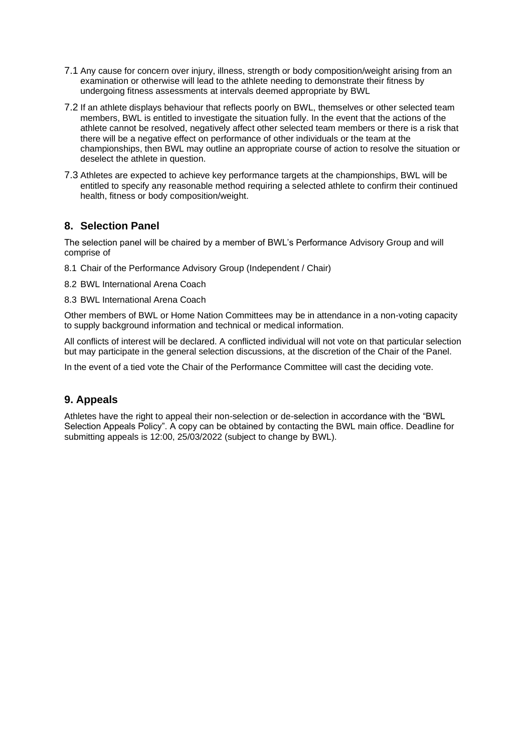7.1 Any cause for concern over injury, illness, strength or body composition/weight arising from an examination or otherwise will lead to the athlete needing to demonstrate their fitness by undergoing fitness assessments at intervals deemed appropriate by BWL

7.2 If an athlete displays behaviour that reflects poorly on BWL, themselves or other selected team members, BWL is entitled to investigate the situation fully. In the event that the actions of the athlete cannot be resolved, negatively affect other selected team members or there is a risk that there will be a negative effect on performance of other individuals or the team at the championships, then BWL may outline an appropriate course of action to resolve the situation or deselect the athlete in question.

7.3 Athletes are expected to achieve key performance targets at the championships, BWL will be entitled to specify any reasonable method requiring a selected athlete to confirm their continued health, fitness or body composition/weight.

## 8. Selection Panel

The selection panel will be chaired by a member of BWL's Performance Advisory Group and will comprise of

8.1 Chair of the Performance Advisory Group (Independent / Chair)

8.2 BWL International Arena Coach

8.3 BWL International Arena Coach

Other members of BWL or Home Nation Committees may be in attendance in a non-voting capacity to supply background information and technical or medical information.

All conflicts of interest will be declared. A conflicted individual will not vote on that particular selection but may participate in the general selection discussions, at the discretion of the Chair of the Panel.

In the event of a tied vote the Chair of the Performance Committee will cast the deciding vote.

## 9. Appeals

Athletes have the right to appeal their non-selection or de-selection in accordance with the "BWL Selection Appeals Policy". A copy can be obtained by contacting the BWL main office. Deadline for submitting appeals is 12:00, 25/03/2022 (subject to change by BWL).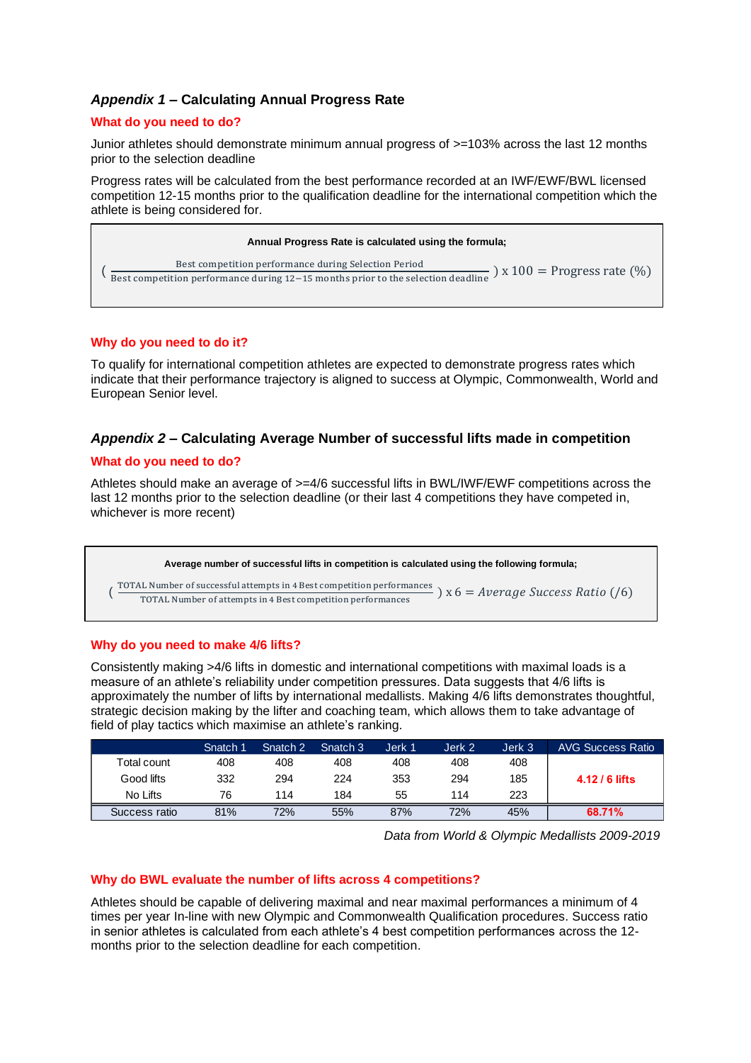### *Appendix 1* – Calculating Annual Progress Rate

**What do you need to do?**

Junior athletes should demonstrate minimum annual progress of >=103% across the last 12 months prior to the selection deadline

Progress rates will be calculated from the best performance recorded at an IWF/EWF/BWL licensed competition 12-15 months prior to the qualification deadline for the international competition which the athlete is being considered for.

**Annual Progress Rate is calculated using the formula;**

$$\left( \frac{\text{Best competition performance during Selection Period}}{\text{Best competition performance during 12−15 months prior to the selection deadline}} \right) \text{x } 100 = \text{Progress rate (\%)}$$

**Why do you need to do it?**

To qualify for international competition athletes are expected to demonstrate progress rates which indicate that their performance trajectory is aligned to success at Olympic, Commonwealth, World and European Senior level.

### *Appendix 2* – Calculating Average Number of successful lifts made in competition

**What do you need to do?**

Athletes should make an average of >=4/6 successful lifts in BWL/IWF/EWF competitions across the last 12 months prior to the selection deadline (or their last 4 competitions they have competed in, whichever is more recent)

**Average number of successful lifts in competition is calculated using the following formula;**

$$\left( \frac{\text{TOTAL Number of successful attempts in 4 Best competition performances}}{\text{TOTAL Number of attempts in 4 Best competition performances}} \right) \text{x } 6 = \textit{Average Success Ratio (/6)}$$

**Why do you need to make 4/6 lifts?**

Consistently making >4/6 lifts in domestic and international competitions with maximal loads is a measure of an athlete's reliability under competition pressures. Data suggests that 4/6 lifts is approximately the number of lifts by international medallists. Making 4/6 lifts demonstrates thoughtful, strategic decision making by the lifter and coaching team, which allows them to take advantage of field of play tactics which maximise an athlete's ranking.

| | Snatch 1 | Snatch 2 | Snatch 3 | Jerk 1 | Jerk 2 | Jerk 3 | AVG Success Ratio |
|---|---|---|---|---|---|---|---|
| Total count | 408 | 408 | 408 | 408 | 408 | 408 | |
| Good lifts | 332 | 294 | 224 | 353 | 294 | 185 | **4.12 / 6 lifts** |
| No Lifts | 76 | 114 | 184 | 55 | 114 | 223 | |
| Success ratio | 81% | 72% | 55% | 87% | 72% | 45% | **68.71%** |

*Data from World & Olympic Medallists 2009-2019*

**Why do BWL evaluate the number of lifts across 4 competitions?**

Athletes should be capable of delivering maximal and near maximal performances a minimum of 4 times per year In-line with new Olympic and Commonwealth Qualification procedures. Success ratio in senior athletes is calculated from each athlete's 4 best competition performances across the 12-months prior to the selection deadline for each competition.